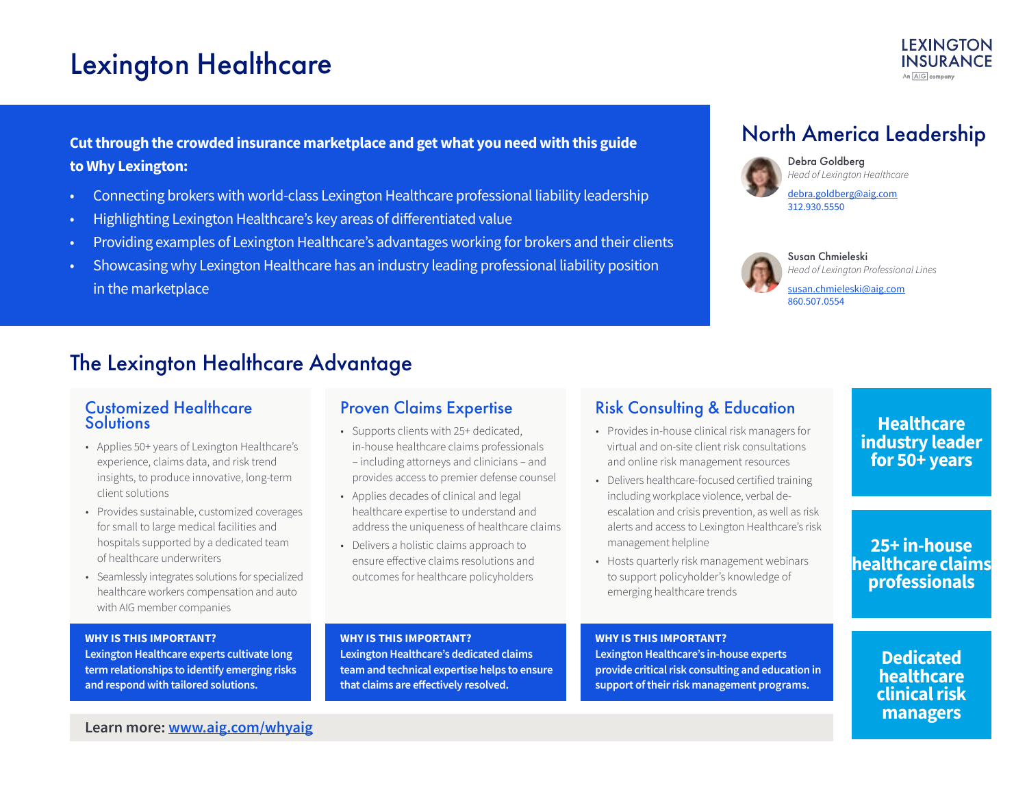# Lexington Healthcare

LEXINGTON INSURANCE
An AIG company

**Cut through the crowded insurance marketplace and get what you need with this guide to Why Lexington:**

- Connecting brokers with world-class Lexington Healthcare professional liability leadership
- Highlighting Lexington Healthcare's key areas of differentiated value
- Providing examples of Lexington Healthcare's advantages working for brokers and their clients
- Showcasing why Lexington Healthcare has an industry leading professional liability position in the marketplace

## North America Leadership

Debra Goldberg
*Head of Lexington Healthcare*
debra.goldberg@aig.com
312.930.5550

Susan Chmieleski
*Head of Lexington Professional Lines*
susan.chmieleski@aig.com
860.507.0554

## The Lexington Healthcare Advantage

### Customized Healthcare Solutions

- Applies 50+ years of Lexington Healthcare's experience, claims data, and risk trend insights, to produce innovative, long-term client solutions
- Provides sustainable, customized coverages for small to large medical facilities and hospitals supported by a dedicated team of healthcare underwriters
- Seamlessly integrates solutions for specialized healthcare workers compensation and auto with AIG member companies

**WHY IS THIS IMPORTANT?**
**Lexington Healthcare experts cultivate long term relationships to identify emerging risks and respond with tailored solutions.**

### Proven Claims Expertise

- Supports clients with 25+ dedicated, in-house healthcare claims professionals – including attorneys and clinicians – and provides access to premier defense counsel
- Applies decades of clinical and legal healthcare expertise to understand and address the uniqueness of healthcare claims
- Delivers a holistic claims approach to ensure effective claims resolutions and outcomes for healthcare policyholders

**WHY IS THIS IMPORTANT?**
**Lexington Healthcare's dedicated claims team and technical expertise helps to ensure that claims are effectively resolved.**

### Risk Consulting & Education

- Provides in-house clinical risk managers for virtual and on-site client risk consultations and online risk management resources
- Delivers healthcare-focused certified training including workplace violence, verbal de-escalation and crisis prevention, as well as risk alerts and access to Lexington Healthcare's risk management helpline
- Hosts quarterly risk management webinars to support policyholder's knowledge of emerging healthcare trends

**WHY IS THIS IMPORTANT?**
**Lexington Healthcare's in-house experts provide critical risk consulting and education in support of their risk management programs.**

**Healthcare industry leader for 50+ years**

**25+ in-house healthcare claims professionals**

**Dedicated healthcare clinical risk managers**

**Learn more:** **www.aig.com/whyaig**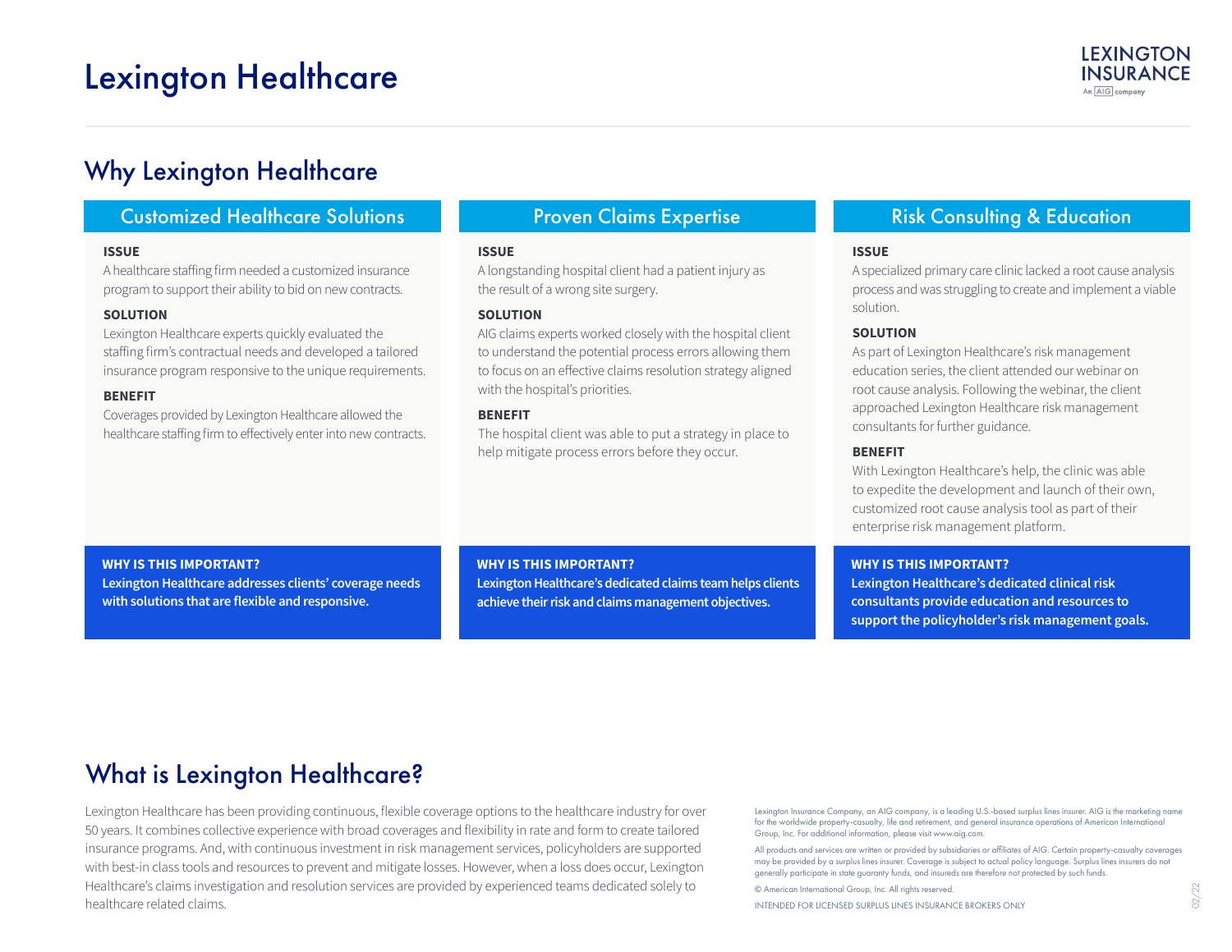# Lexington Healthcare

LEXINGTON INSURANCE
An AIG company

## Why Lexington Healthcare

### Customized Healthcare Solutions

**ISSUE**

A healthcare staffing firm needed a customized insurance program to support their ability to bid on new contracts.

**SOLUTION**

Lexington Healthcare experts quickly evaluated the staffing firm's contractual needs and developed a tailored insurance program responsive to the unique requirements.

**BENEFIT**

Coverages provided by Lexington Healthcare allowed the healthcare staffing firm to effectively enter into new contracts.

**WHY IS THIS IMPORTANT?**
**Lexington Healthcare addresses clients' coverage needs with solutions that are flexible and responsive.**

### Proven Claims Expertise

**ISSUE**

A longstanding hospital client had a patient injury as the result of a wrong site surgery.

**SOLUTION**

AIG claims experts worked closely with the hospital client to understand the potential process errors allowing them to focus on an effective claims resolution strategy aligned with the hospital's priorities.

**BENEFIT**

The hospital client was able to put a strategy in place to help mitigate process errors before they occur.

**WHY IS THIS IMPORTANT?**
**Lexington Healthcare's dedicated claims team helps clients achieve their risk and claims management objectives.**

### Risk Consulting & Education

**ISSUE**

A specialized primary care clinic lacked a root cause analysis process and was struggling to create and implement a viable solution.

**SOLUTION**

As part of Lexington Healthcare's risk management education series, the client attended our webinar on root cause analysis. Following the webinar, the client approached Lexington Healthcare risk management consultants for further guidance.

**BENEFIT**

With Lexington Healthcare's help, the clinic was able to expedite the development and launch of their own, customized root cause analysis tool as part of their enterprise risk management platform.

**WHY IS THIS IMPORTANT?**
**Lexington Healthcare's dedicated clinical risk consultants provide education and resources to support the policyholder's risk management goals.**

## What is Lexington Healthcare?

Lexington Healthcare has been providing continuous, flexible coverage options to the healthcare industry for over 50 years. It combines collective experience with broad coverages and flexibility in rate and form to create tailored insurance programs. And, with continuous investment in risk management services, policyholders are supported with best-in class tools and resources to prevent and mitigate losses. However, when a loss does occur, Lexington Healthcare's claims investigation and resolution services are provided by experienced teams dedicated solely to healthcare related claims.

Lexington Insurance Company, an AIG company, is a leading U.S.-based surplus lines insurer. AIG is the marketing name for the worldwide property-casualty, life and retirement, and general insurance operations of American International Group, Inc. For additional information, please visit www.aig.com.

All products and services are written or provided by subsidiaries or affiliates of AIG. Certain property-casualty coverages may be provided by a surplus lines insurer. Coverage is subject to actual policy language. Surplus lines insurers do not generally participate in state guaranty funds, and insureds are therefore not protected by such funds.

© American International Group, Inc. All rights reserved.

INTENDED FOR LICENSED SURPLUS LINES INSURANCE BROKERS ONLY

02/22